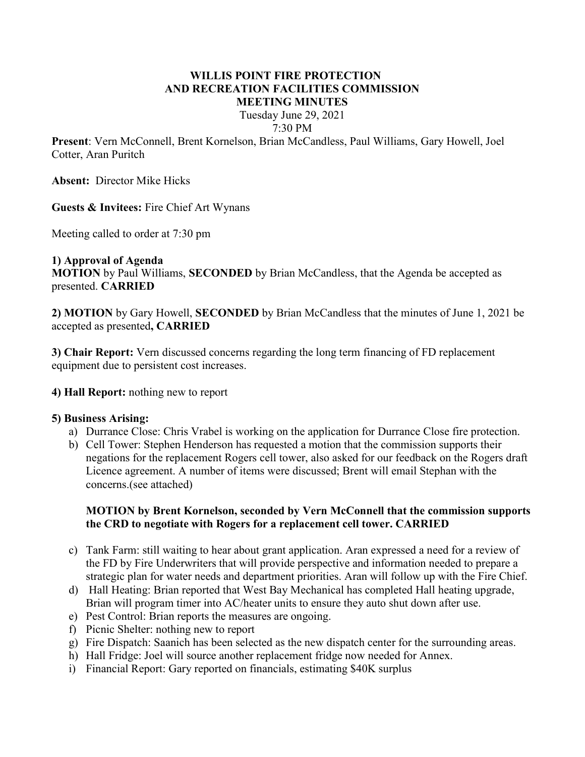# WILLIS POINT FIRE PROTECTION AND RECREATION FACILITIES COMMISSION MEETING MINUTES

Tuesday June 29, 2021
7:30 PM

**Present**: Vern McConnell, Brent Kornelson, Brian McCandless, Paul Williams, Gary Howell, Joel Cotter, Aran Puritch

**Absent:** Director Mike Hicks

**Guests & Invitees:** Fire Chief Art Wynans

Meeting called to order at 7:30 pm

**1) Approval of Agenda**
**MOTION** by Paul Williams, **SECONDED** by Brian McCandless, that the Agenda be accepted as presented. **CARRIED**

**2) MOTION** by Gary Howell, **SECONDED** by Brian McCandless that the minutes of June 1, 2021 be accepted as presented**, CARRIED**

**3) Chair Report:** Vern discussed concerns regarding the long term financing of FD replacement equipment due to persistent cost increases.

**4) Hall Report:** nothing new to report

**5) Business Arising:**

a) Durrance Close: Chris Vrabel is working on the application for Durrance Close fire protection.
b) Cell Tower: Stephen Henderson has requested a motion that the commission supports their negations for the replacement Rogers cell tower, also asked for our feedback on the Rogers draft Licence agreement. A number of items were discussed; Brent will email Stephan with the concerns.(see attached)

   **MOTION by Brent Kornelson, seconded by Vern McConnell that the commission supports the CRD to negotiate with Rogers for a replacement cell tower. CARRIED**

c) Tank Farm: still waiting to hear about grant application. Aran expressed a need for a review of the FD by Fire Underwriters that will provide perspective and information needed to prepare a strategic plan for water needs and department priorities. Aran will follow up with the Fire Chief.
d) Hall Heating: Brian reported that West Bay Mechanical has completed Hall heating upgrade, Brian will program timer into AC/heater units to ensure they auto shut down after use.
e) Pest Control: Brian reports the measures are ongoing.
f) Picnic Shelter: nothing new to report
g) Fire Dispatch: Saanich has been selected as the new dispatch center for the surrounding areas.
h) Hall Fridge: Joel will source another replacement fridge now needed for Annex.
i) Financial Report: Gary reported on financials, estimating $40K surplus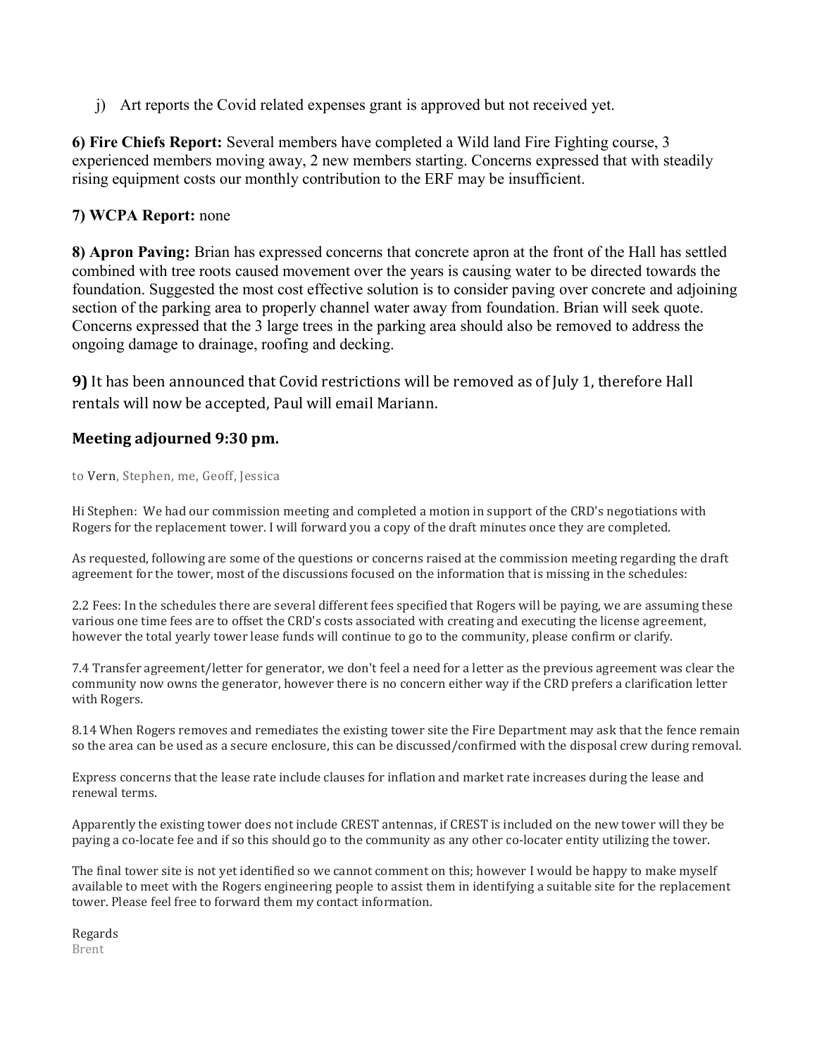j) Art reports the Covid related expenses grant is approved but not received yet.

**6) Fire Chiefs Report:** Several members have completed a Wild land Fire Fighting course, 3 experienced members moving away, 2 new members starting. Concerns expressed that with steadily rising equipment costs our monthly contribution to the ERF may be insufficient.

**7) WCPA Report:** none

**8) Apron Paving:** Brian has expressed concerns that concrete apron at the front of the Hall has settled combined with tree roots caused movement over the years is causing water to be directed towards the foundation. Suggested the most cost effective solution is to consider paving over concrete and adjoining section of the parking area to properly channel water away from foundation. Brian will seek quote. Concerns expressed that the 3 large trees in the parking area should also be removed to address the ongoing damage to drainage, roofing and decking.

**9)** It has been announced that Covid restrictions will be removed as of July 1, therefore Hall rentals will now be accepted, Paul will email Mariann.

**Meeting adjourned 9:30 pm.**

to Vern, Stephen, me, Geoff, Jessica

Hi Stephen: We had our commission meeting and completed a motion in support of the CRD's negotiations with Rogers for the replacement tower. I will forward you a copy of the draft minutes once they are completed.

As requested, following are some of the questions or concerns raised at the commission meeting regarding the draft agreement for the tower, most of the discussions focused on the information that is missing in the schedules:

2.2 Fees: In the schedules there are several different fees specified that Rogers will be paying, we are assuming these various one time fees are to offset the CRD's costs associated with creating and executing the license agreement, however the total yearly tower lease funds will continue to go to the community, please confirm or clarify.

7.4 Transfer agreement/letter for generator, we don't feel a need for a letter as the previous agreement was clear the community now owns the generator, however there is no concern either way if the CRD prefers a clarification letter with Rogers.

8.14 When Rogers removes and remediates the existing tower site the Fire Department may ask that the fence remain so the area can be used as a secure enclosure, this can be discussed/confirmed with the disposal crew during removal.

Express concerns that the lease rate include clauses for inflation and market rate increases during the lease and renewal terms.

Apparently the existing tower does not include CREST antennas, if CREST is included on the new tower will they be paying a co-locate fee and if so this should go to the community as any other co-locater entity utilizing the tower.

The final tower site is not yet identified so we cannot comment on this; however I would be happy to make myself available to meet with the Rogers engineering people to assist them in identifying a suitable site for the replacement tower. Please feel free to forward them my contact information.

Regards
Brent